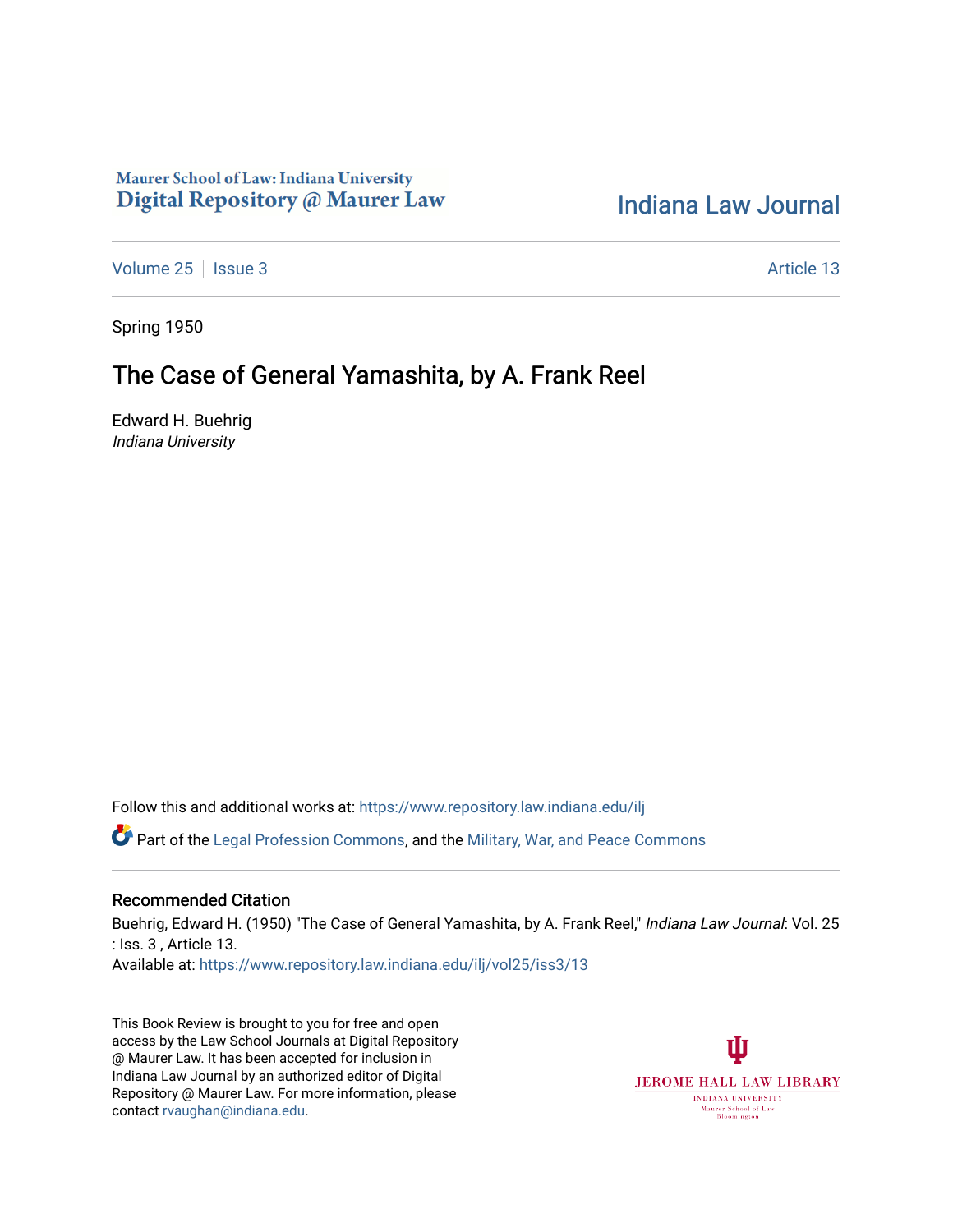Maurer School of Law: Indiana University
Digital Repository @ Maurer Law

Indiana Law Journal

Volume 25 | Issue 3 — Article 13

Spring 1950

# The Case of General Yamashita, by A. Frank Reel

Edward H. Buehrig
*Indiana University*

Follow this and additional works at: https://www.repository.law.indiana.edu/ilj

Part of the Legal Profession Commons, and the Military, War, and Peace Commons

## Recommended Citation

Buehrig, Edward H. (1950) "The Case of General Yamashita, by A. Frank Reel," *Indiana Law Journal*: Vol. 25 : Iss. 3 , Article 13.
Available at: https://www.repository.law.indiana.edu/ilj/vol25/iss3/13

This Book Review is brought to you for free and open access by the Law School Journals at Digital Repository @ Maurer Law. It has been accepted for inclusion in Indiana Law Journal by an authorized editor of Digital Repository @ Maurer Law. For more information, please contact rvaughan@indiana.edu.

JEROME HALL LAW LIBRARY
INDIANA UNIVERSITY
Maurer School of Law
Bloomington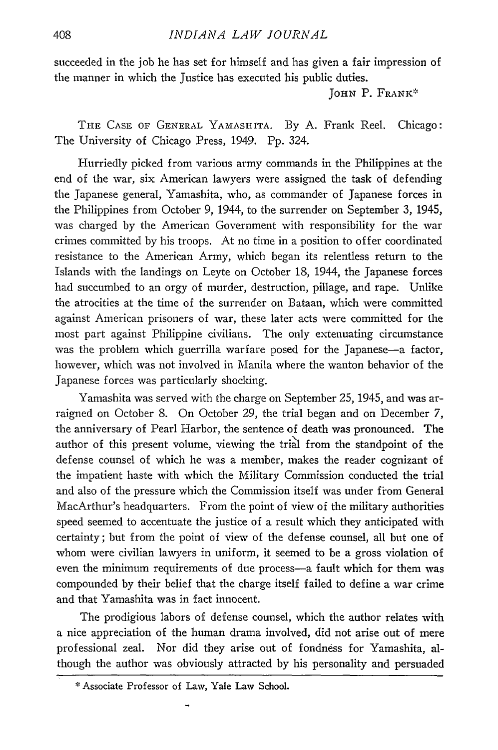succeeded in the job he has set for himself and has given a fair impression of the manner in which the Justice has executed his public duties.

JOHN P. FRANK*

THE CASE OF GENERAL YAMASHITA. By A. Frank Reel. Chicago: The University of Chicago Press, 1949. Pp. 324.

Hurriedly picked from various army commands in the Philippines at the end of the war, six American lawyers were assigned the task of defending the Japanese general, Yamashita, who, as commander of Japanese forces in the Philippines from October 9, 1944, to the surrender on September 3, 1945, was charged by the American Government with responsibility for the war crimes committed by his troops. At no time in a position to offer coordinated resistance to the American Army, which began its relentless return to the Islands with the landings on Leyte on October 18, 1944, the Japanese forces had succumbed to an orgy of murder, destruction, pillage, and rape. Unlike the atrocities at the time of the surrender on Bataan, which were committed against American prisoners of war, these later acts were committed for the most part against Philippine civilians. The only extenuating circumstance was the problem which guerrilla warfare posed for the Japanese—a factor, however, which was not involved in Manila where the wanton behavior of the Japanese forces was particularly shocking.

Yamashita was served with the charge on September 25, 1945, and was arraigned on October 8. On October 29, the trial began and on December 7, the anniversary of Pearl Harbor, the sentence of death was pronounced. The author of this present volume, viewing the trial from the standpoint of the defense counsel of which he was a member, makes the reader cognizant of the impatient haste with which the Military Commission conducted the trial and also of the pressure which the Commission itself was under from General MacArthur's headquarters. From the point of view of the military authorities speed seemed to accentuate the justice of a result which they anticipated with certainty; but from the point of view of the defense counsel, all but one of whom were civilian lawyers in uniform, it seemed to be a gross violation of even the minimum requirements of due process—a fault which for them was compounded by their belief that the charge itself failed to define a war crime and that Yamashita was in fact innocent.

The prodigious labors of defense counsel, which the author relates with a nice appreciation of the human drama involved, did not arise out of mere professional zeal. Nor did they arise out of fondness for Yamashita, although the author was obviously attracted by his personality and persuaded

\* Associate Professor of Law, Yale Law School.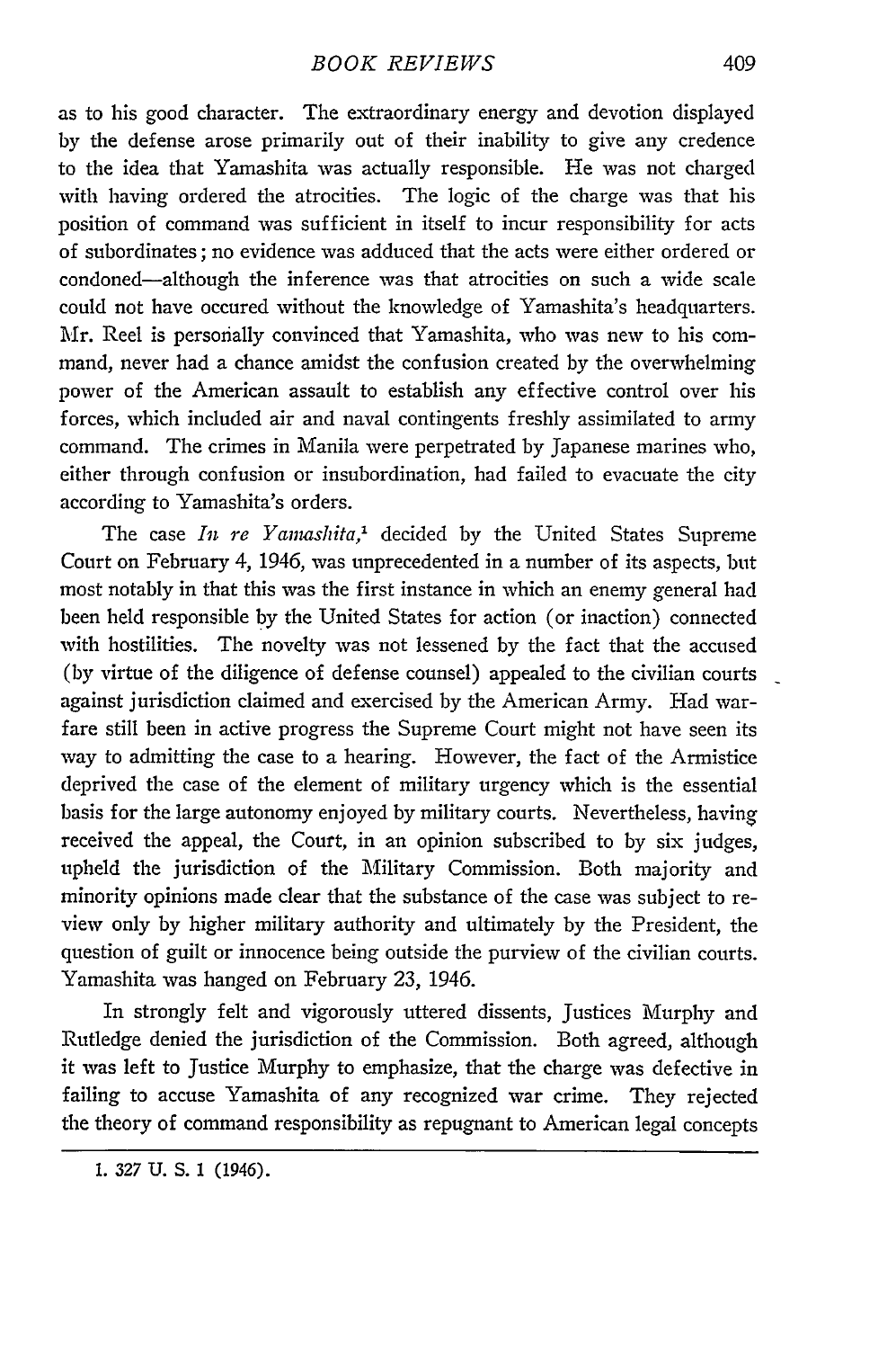as to his good character. The extraordinary energy and devotion displayed by the defense arose primarily out of their inability to give any credence to the idea that Yamashita was actually responsible. He was not charged with having ordered the atrocities. The logic of the charge was that his position of command was sufficient in itself to incur responsibility for acts of subordinates; no evidence was adduced that the acts were either ordered or condoned—although the inference was that atrocities on such a wide scale could not have occured without the knowledge of Yamashita's headquarters. Mr. Reel is personally convinced that Yamashita, who was new to his command, never had a chance amidst the confusion created by the overwhelming power of the American assault to establish any effective control over his forces, which included air and naval contingents freshly assimilated to army command. The crimes in Manila were perpetrated by Japanese marines who, either through confusion or insubordination, had failed to evacuate the city according to Yamashita's orders.

The case *In re Yamashita*,[1] decided by the United States Supreme Court on February 4, 1946, was unprecedented in a number of its aspects, but most notably in that this was the first instance in which an enemy general had been held responsible by the United States for action (or inaction) connected with hostilities. The novelty was not lessened by the fact that the accused (by virtue of the diligence of defense counsel) appealed to the civilian courts against jurisdiction claimed and exercised by the American Army. Had warfare still been in active progress the Supreme Court might not have seen its way to admitting the case to a hearing. However, the fact of the Armistice deprived the case of the element of military urgency which is the essential basis for the large autonomy enjoyed by military courts. Nevertheless, having received the appeal, the Court, in an opinion subscribed to by six judges, upheld the jurisdiction of the Military Commission. Both majority and minority opinions made clear that the substance of the case was subject to review only by higher military authority and ultimately by the President, the question of guilt or innocence being outside the purview of the civilian courts. Yamashita was hanged on February 23, 1946.

In strongly felt and vigorously uttered dissents, Justices Murphy and Rutledge denied the jurisdiction of the Commission. Both agreed, although it was left to Justice Murphy to emphasize, that the charge was defective in failing to accuse Yamashita of any recognized war crime. They rejected the theory of command responsibility as repugnant to American legal concepts

1. 327 U. S. 1 (1946).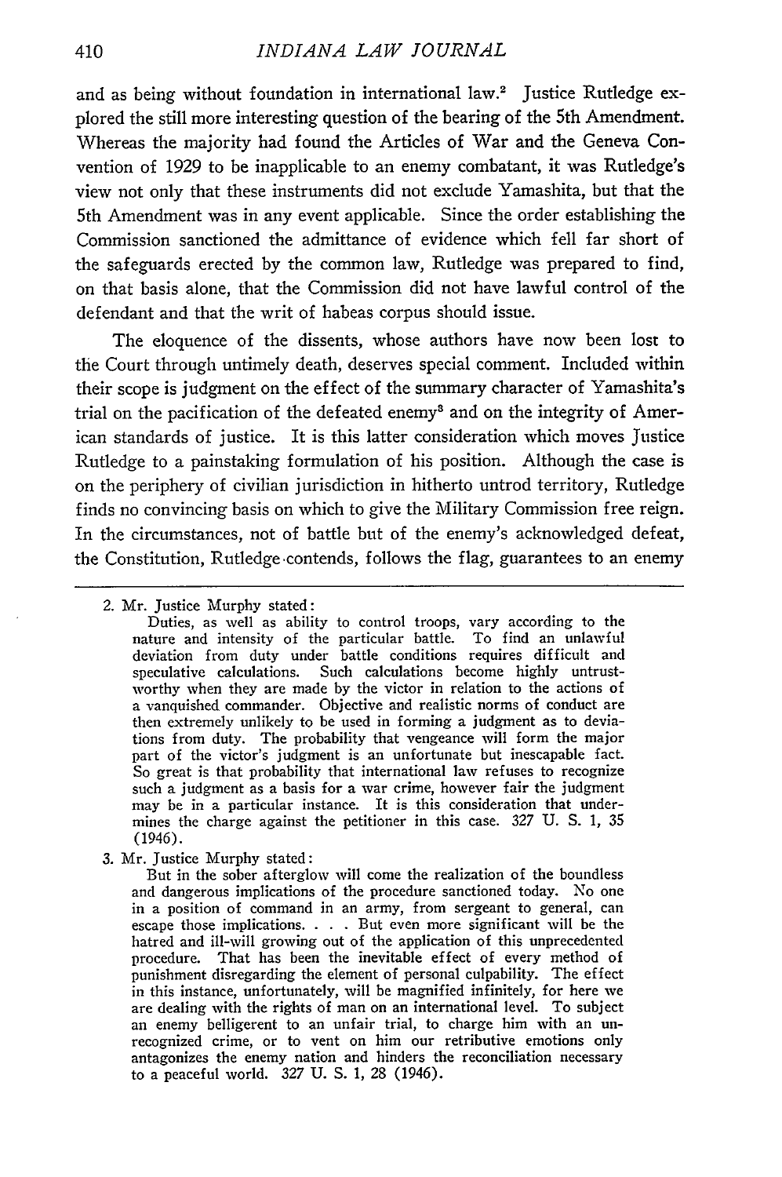and as being without foundation in international law.[2] Justice Rutledge explored the still more interesting question of the bearing of the 5th Amendment. Whereas the majority had found the Articles of War and the Geneva Convention of 1929 to be inapplicable to an enemy combatant, it was Rutledge's view not only that these instruments did not exclude Yamashita, but that the 5th Amendment was in any event applicable. Since the order establishing the Commission sanctioned the admittance of evidence which fell far short of the safeguards erected by the common law, Rutledge was prepared to find, on that basis alone, that the Commission did not have lawful control of the defendant and that the writ of habeas corpus should issue.

The eloquence of the dissents, whose authors have now been lost to the Court through untimely death, deserves special comment. Included within their scope is judgment on the effect of the summary character of Yamashita's trial on the pacification of the defeated enemy[3] and on the integrity of American standards of justice. It is this latter consideration which moves Justice Rutledge to a painstaking formulation of his position. Although the case is on the periphery of civilian jurisdiction in hitherto untrod territory, Rutledge finds no convincing basis on which to give the Military Commission free reign. In the circumstances, not of battle but of the enemy's acknowledged defeat, the Constitution, Rutledge contends, follows the flag, guarantees to an enemy

---

2. Mr. Justice Murphy stated:

> Duties, as well as ability to control troops, vary according to the nature and intensity of the particular battle. To find an unlawful deviation from duty under battle conditions requires difficult and speculative calculations. Such calculations become highly untrustworthy when they are made by the victor in relation to the actions of a vanquished commander. Objective and realistic norms of conduct are then extremely unlikely to be used in forming a judgment as to deviations from duty. The probability that vengeance will form the major part of the victor's judgment is an unfortunate but inescapable fact. So great is that probability that international law refuses to recognize such a judgment as a basis for a war crime, however fair the judgment may be in a particular instance. It is this consideration that undermines the charge against the petitioner in this case. 327 U. S. 1, 35 (1946).

3. Mr. Justice Murphy stated:

> But in the sober afterglow will come the realization of the boundless and dangerous implications of the procedure sanctioned today. No one in a position of command in an army, from sergeant to general, can escape those implications. . . . But even more significant will be the hatred and ill-will growing out of the application of this unprecedented procedure. That has been the inevitable effect of every method of punishment disregarding the element of personal culpability. The effect in this instance, unfortunately, will be magnified infinitely, for here we are dealing with the rights of man on an international level. To subject an enemy belligerent to an unfair trial, to charge him with an unrecognized crime, or to vent on him our retributive emotions only antagonizes the enemy nation and hinders the reconciliation necessary to a peaceful world. 327 U. S. 1, 28 (1946).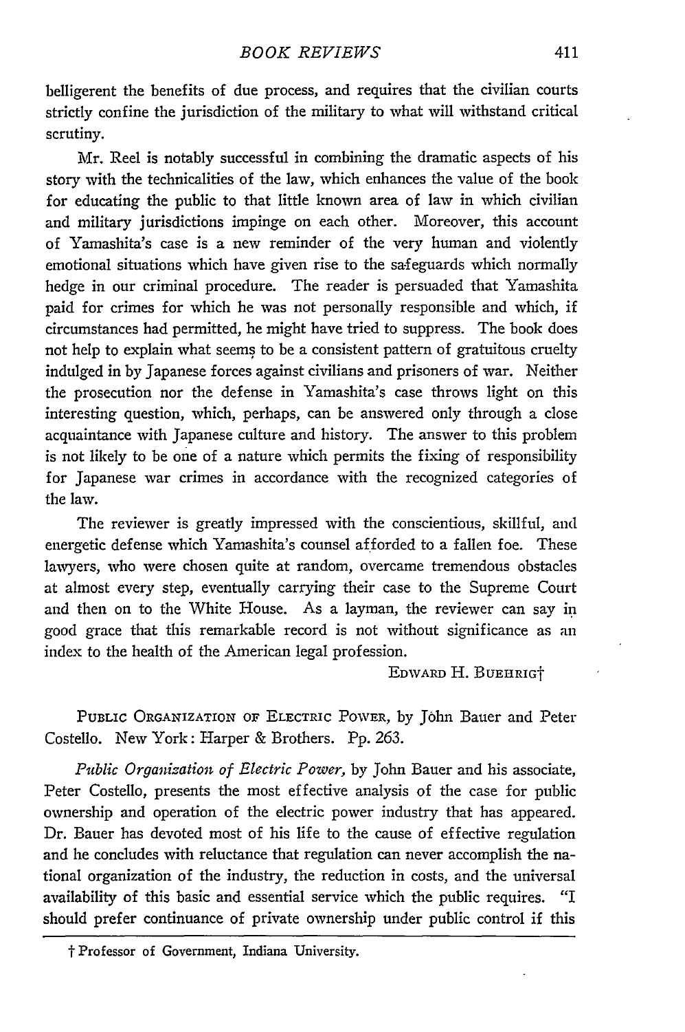belligerent the benefits of due process, and requires that the civilian courts strictly confine the jurisdiction of the military to what will withstand critical scrutiny.

Mr. Reel is notably successful in combining the dramatic aspects of his story with the technicalities of the law, which enhances the value of the book for educating the public to that little known area of law in which civilian and military jurisdictions impinge on each other. Moreover, this account of Yamashita's case is a new reminder of the very human and violently emotional situations which have given rise to the safeguards which normally hedge in our criminal procedure. The reader is persuaded that Yamashita paid for crimes for which he was not personally responsible and which, if circumstances had permitted, he might have tried to suppress. The book does not help to explain what seems to be a consistent pattern of gratuitous cruelty indulged in by Japanese forces against civilians and prisoners of war. Neither the prosecution nor the defense in Yamashita's case throws light on this interesting question, which, perhaps, can be answered only through a close acquaintance with Japanese culture and history. The answer to this problem is not likely to be one of a nature which permits the fixing of responsibility for Japanese war crimes in accordance with the recognized categories of the law.

The reviewer is greatly impressed with the conscientious, skillful, and energetic defense which Yamashita's counsel afforded to a fallen foe. These lawyers, who were chosen quite at random, overcame tremendous obstacles at almost every step, eventually carrying their case to the Supreme Court and then on to the White House. As a layman, the reviewer can say in good grace that this remarkable record is not without significance as an index to the health of the American legal profession.

EDWARD H. BUEHRIG†

PUBLIC ORGANIZATION OF ELECTRIC POWER, by John Bauer and Peter Costello. New York: Harper & Brothers. Pp. 263.

*Public Organization of Electric Power,* by John Bauer and his associate, Peter Costello, presents the most effective analysis of the case for public ownership and operation of the electric power industry that has appeared. Dr. Bauer has devoted most of his life to the cause of effective regulation and he concludes with reluctance that regulation can never accomplish the national organization of the industry, the reduction in costs, and the universal availability of this basic and essential service which the public requires. "I should prefer continuance of private ownership under public control if this

† Professor of Government, Indiana University.